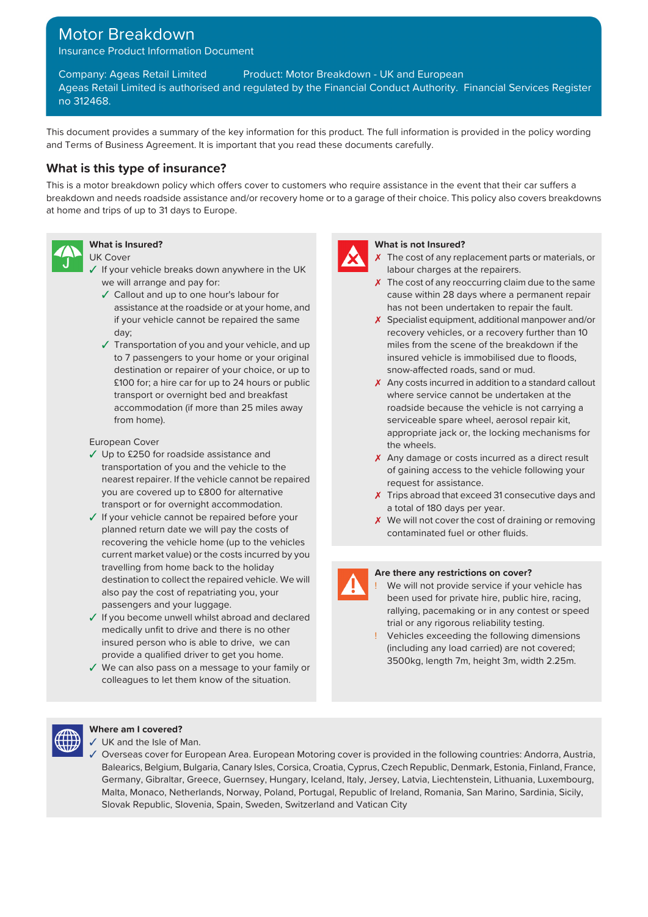# Motor Breakdown

Insurance Product Information Document

Company: Ageas Retail Limited Product: Motor Breakdown - UK and European

Ageas Retail Limited is authorised and regulated by the Financial Conduct Authority. Financial Services Register no 312468.

This document provides a summary of the key information for this product. The full information is provided in the policy wording and Terms of Business Agreement. It is important that you read these documents carefully.

## What is this type of insurance?

This is a motor breakdown policy which offers cover to customers who require assistance in the event that their car suffers a breakdown and needs roadside assistance and/or recovery home or to a garage of their choice. This policy also covers breakdowns at home and trips of up to 31 days to Europe.

### What is Insured?

UK Cover

- ✓ If your vehicle breaks down anywhere in the UK we will arrange and pay for:
  - ✓ Callout and up to one hour's labour for assistance at the roadside or at your home, and if your vehicle cannot be repaired the same day;
  - ✓ Transportation of you and your vehicle, and up to 7 passengers to your home or your original destination or repairer of your choice, or up to £100 for; a hire car for up to 24 hours or public transport or overnight bed and breakfast accommodation (if more than 25 miles away from home).

European Cover

- ✓ Up to £250 for roadside assistance and transportation of you and the vehicle to the nearest repairer. If the vehicle cannot be repaired you are covered up to £800 for alternative transport or for overnight accommodation.
- ✓ If your vehicle cannot be repaired before your planned return date we will pay the costs of recovering the vehicle home (up to the vehicles current market value) or the costs incurred by you travelling from home back to the holiday destination to collect the repaired vehicle. We will also pay the cost of repatriating you, your passengers and your luggage.
- ✓ If you become unwell whilst abroad and declared medically unfit to drive and there is no other insured person who is able to drive, we can provide a qualified driver to get you home.
- ✓ We can also pass on a message to your family or colleagues to let them know of the situation.

### What is not Insured?

- ✗ The cost of any replacement parts or materials, or labour charges at the repairers.
- ✗ The cost of any reoccurring claim due to the same cause within 28 days where a permanent repair has not been undertaken to repair the fault.
- ✗ Specialist equipment, additional manpower and/or recovery vehicles, or a recovery further than 10 miles from the scene of the breakdown if the insured vehicle is immobilised due to floods, snow-affected roads, sand or mud.
- ✗ Any costs incurred in addition to a standard callout where service cannot be undertaken at the roadside because the vehicle is not carrying a serviceable spare wheel, aerosol repair kit, appropriate jack or, the locking mechanisms for the wheels.
- ✗ Any damage or costs incurred as a direct result of gaining access to the vehicle following your request for assistance.
- ✗ Trips abroad that exceed 31 consecutive days and a total of 180 days per year.
- ✗ We will not cover the cost of draining or removing contaminated fuel or other fluids.

### Are there any restrictions on cover?

- ! We will not provide service if your vehicle has been used for private hire, public hire, racing, rallying, pacemaking or in any contest or speed trial or any rigorous reliability testing.
- ! Vehicles exceeding the following dimensions (including any load carried) are not covered; 3500kg, length 7m, height 3m, width 2.25m.

### Where am I covered?

- ✓ UK and the Isle of Man.
- ✓ Overseas cover for European Area. European Motoring cover is provided in the following countries: Andorra, Austria, Balearics, Belgium, Bulgaria, Canary Isles, Corsica, Croatia, Cyprus, Czech Republic, Denmark, Estonia, Finland, France, Germany, Gibraltar, Greece, Guernsey, Hungary, Iceland, Italy, Jersey, Latvia, Liechtenstein, Lithuania, Luxembourg, Malta, Monaco, Netherlands, Norway, Poland, Portugal, Republic of Ireland, Romania, San Marino, Sardinia, Sicily, Slovak Republic, Slovenia, Spain, Sweden, Switzerland and Vatican City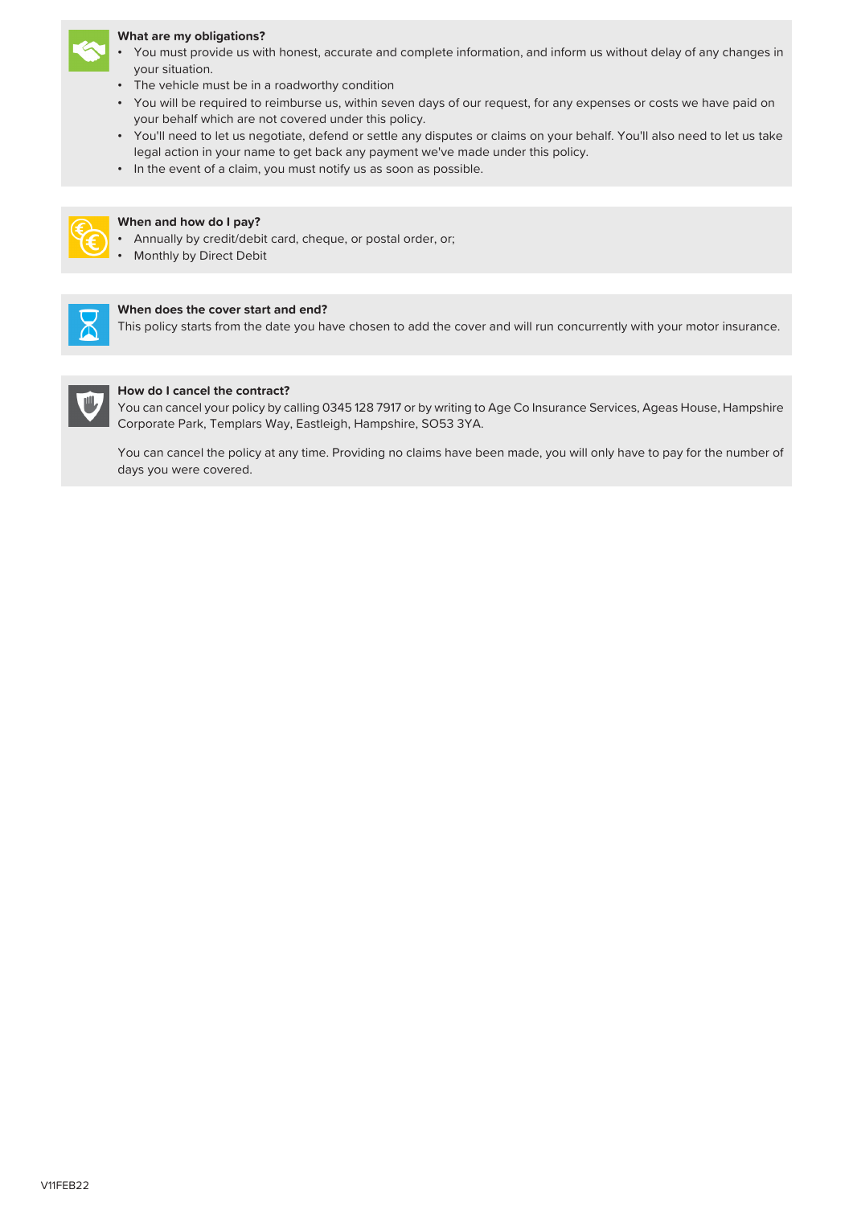### What are my obligations?

- You must provide us with honest, accurate and complete information, and inform us without delay of any changes in your situation.
- The vehicle must be in a roadworthy condition
- You will be required to reimburse us, within seven days of our request, for any expenses or costs we have paid on your behalf which are not covered under this policy.
- You'll need to let us negotiate, defend or settle any disputes or claims on your behalf. You'll also need to let us take legal action in your name to get back any payment we've made under this policy.
- In the event of a claim, you must notify us as soon as possible.

### When and how do I pay?

- Annually by credit/debit card, cheque, or postal order, or;
- Monthly by Direct Debit

### When does the cover start and end?

This policy starts from the date you have chosen to add the cover and will run concurrently with your motor insurance.

### How do I cancel the contract?

You can cancel your policy by calling 0345 128 7917 or by writing to Age Co Insurance Services, Ageas House, Hampshire Corporate Park, Templars Way, Eastleigh, Hampshire, SO53 3YA.

You can cancel the policy at any time. Providing no claims have been made, you will only have to pay for the number of days you were covered.

V11FEB22